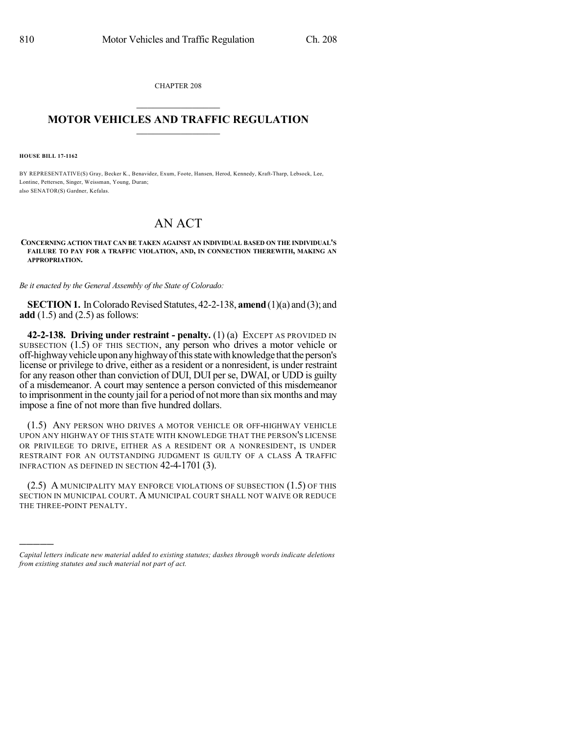CHAPTER 208

# MOTOR VEHICLES AND TRAFFIC REGULATION

**HOUSE BILL 17-1162**

BY REPRESENTATIVE(S) Gray, Becker K., Benavidez, Exum, Foote, Hansen, Herod, Kennedy, Kraft-Tharp, Lebsock, Lee, Lontine, Pettersen, Singer, Weissman, Young, Duran;
also SENATOR(S) Gardner, Kefalas.

# AN ACT

**CONCERNING ACTION THAT CAN BE TAKEN AGAINST AN INDIVIDUAL BASED ON THE INDIVIDUAL'S FAILURE TO PAY FOR A TRAFFIC VIOLATION, AND, IN CONNECTION THEREWITH, MAKING AN APPROPRIATION.**

*Be it enacted by the General Assembly of the State of Colorado:*

**SECTION 1.** In Colorado Revised Statutes, 42-2-138, **amend** (1)(a) and (3); and **add** (1.5) and (2.5) as follows:

**42-2-138. Driving under restraint - penalty.** (1) (a) EXCEPT AS PROVIDED IN SUBSECTION (1.5) OF THIS SECTION, any person who drives a motor vehicle or off-highway vehicle upon any highway of this state with knowledge that the person's license or privilege to drive, either as a resident or a nonresident, is under restraint for any reason other than conviction of DUI, DUI per se, DWAI, or UDD is guilty of a misdemeanor. A court may sentence a person convicted of this misdemeanor to imprisonment in the county jail for a period of not more than six months and may impose a fine of not more than five hundred dollars.

(1.5) ANY PERSON WHO DRIVES A MOTOR VEHICLE OR OFF-HIGHWAY VEHICLE UPON ANY HIGHWAY OF THIS STATE WITH KNOWLEDGE THAT THE PERSON'S LICENSE OR PRIVILEGE TO DRIVE, EITHER AS A RESIDENT OR A NONRESIDENT, IS UNDER RESTRAINT FOR AN OUTSTANDING JUDGMENT IS GUILTY OF A CLASS A TRAFFIC INFRACTION AS DEFINED IN SECTION 42-4-1701 (3).

(2.5) A MUNICIPALITY MAY ENFORCE VIOLATIONS OF SUBSECTION (1.5) OF THIS SECTION IN MUNICIPAL COURT. A MUNICIPAL COURT SHALL NOT WAIVE OR REDUCE THE THREE-POINT PENALTY.

---

*Capital letters indicate new material added to existing statutes; dashes through words indicate deletions from existing statutes and such material not part of act.*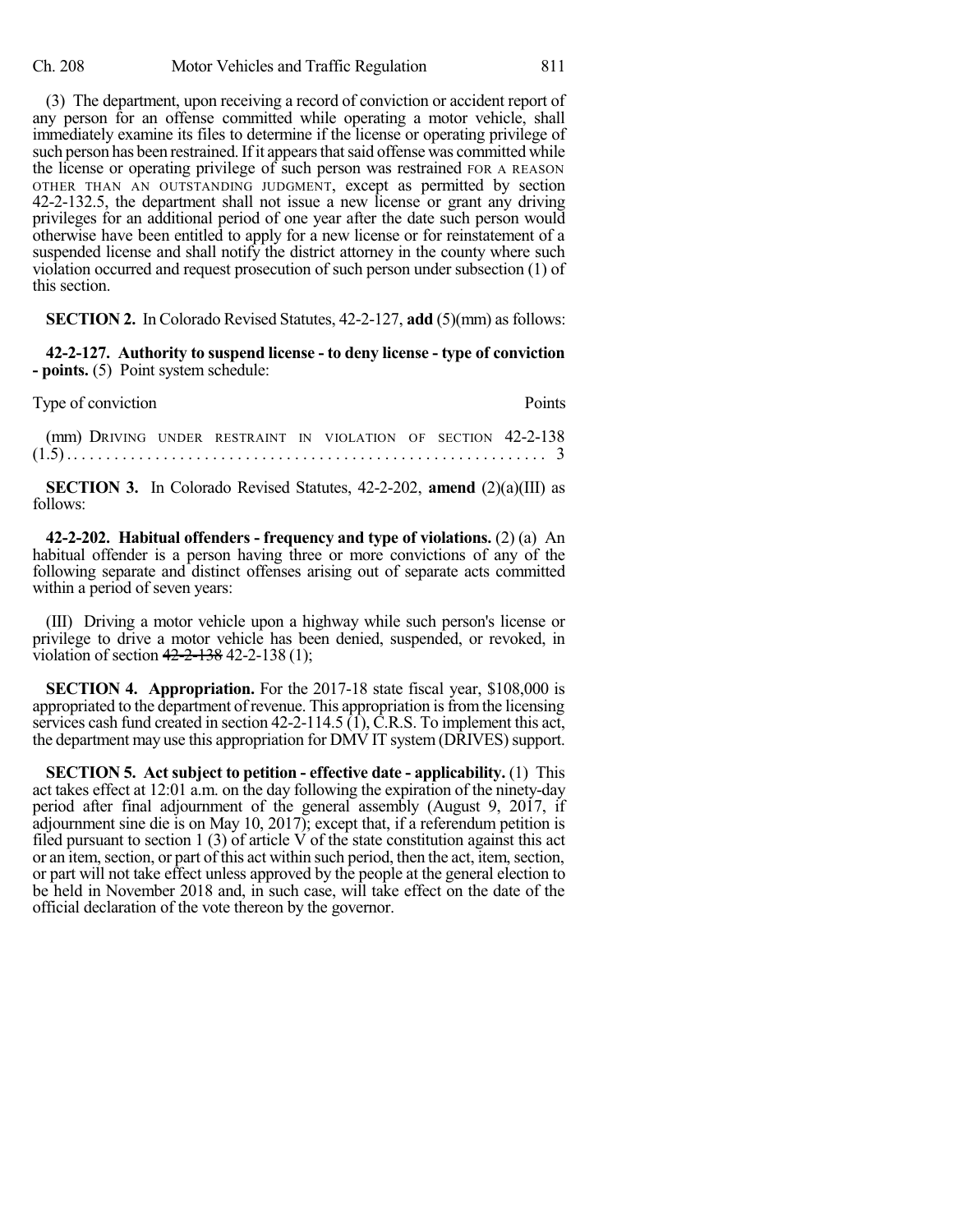(3) The department, upon receiving a record of conviction or accident report of any person for an offense committed while operating a motor vehicle, shall immediately examine its files to determine if the license or operating privilege of such person has been restrained. If it appears that said offense was committed while the license or operating privilege of such person was restrained FOR A REASON OTHER THAN AN OUTSTANDING JUDGMENT, except as permitted by section 42-2-132.5, the department shall not issue a new license or grant any driving privileges for an additional period of one year after the date such person would otherwise have been entitled to apply for a new license or for reinstatement of a suspended license and shall notify the district attorney in the county where such violation occurred and request prosecution of such person under subsection (1) of this section.

**SECTION 2.** In Colorado Revised Statutes, 42-2-127, **add** (5)(mm) as follows:

**42-2-127. Authority to suspend license - to deny license - type of conviction - points.** (5) Point system schedule:

| Type of conviction | Points |
|---|---|
| (mm) DRIVING UNDER RESTRAINT IN VIOLATION OF SECTION 42-2-138 (1.5) | 3 |

**SECTION 3.** In Colorado Revised Statutes, 42-2-202, **amend** (2)(a)(III) as follows:

**42-2-202. Habitual offenders - frequency and type of violations.** (2) (a) An habitual offender is a person having three or more convictions of any of the following separate and distinct offenses arising out of separate acts committed within a period of seven years:

(III) Driving a motor vehicle upon a highway while such person's license or privilege to drive a motor vehicle has been denied, suspended, or revoked, in violation of section ~~42-2-138~~ 42-2-138 (1);

**SECTION 4. Appropriation.** For the 2017-18 state fiscal year, $108,000 is appropriated to the department of revenue. This appropriation is from the licensing services cash fund created in section 42-2-114.5 (1), C.R.S. To implement this act, the department may use this appropriation for DMV IT system (DRIVES) support.

**SECTION 5. Act subject to petition - effective date - applicability.** (1) This act takes effect at 12:01 a.m. on the day following the expiration of the ninety-day period after final adjournment of the general assembly (August 9, 2017, if adjournment sine die is on May 10, 2017); except that, if a referendum petition is filed pursuant to section 1 (3) of article V of the state constitution against this act or an item, section, or part of this act within such period, then the act, item, section, or part will not take effect unless approved by the people at the general election to be held in November 2018 and, in such case, will take effect on the date of the official declaration of the vote thereon by the governor.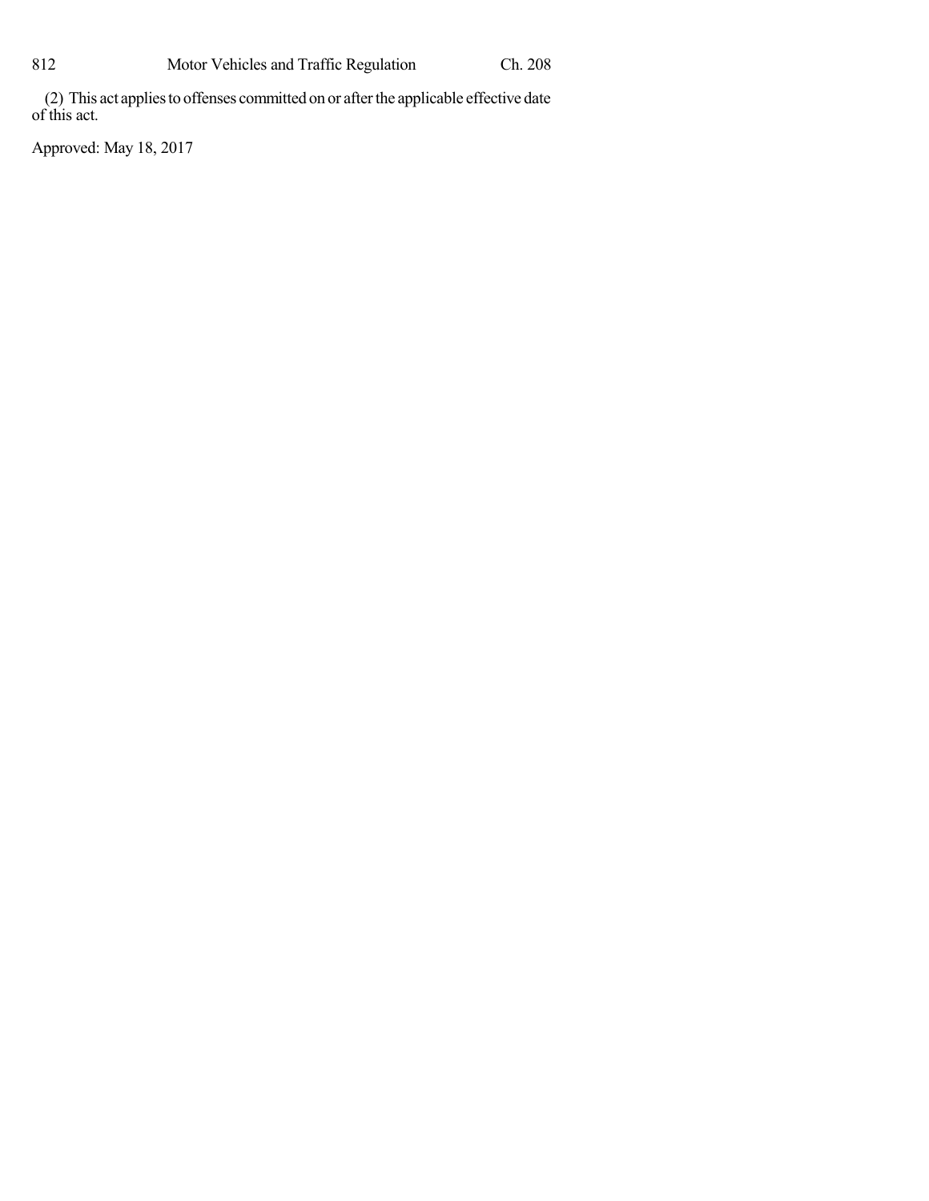(2) This act applies to offenses committed on or after the applicable effective date of this act.

Approved: May 18, 2017